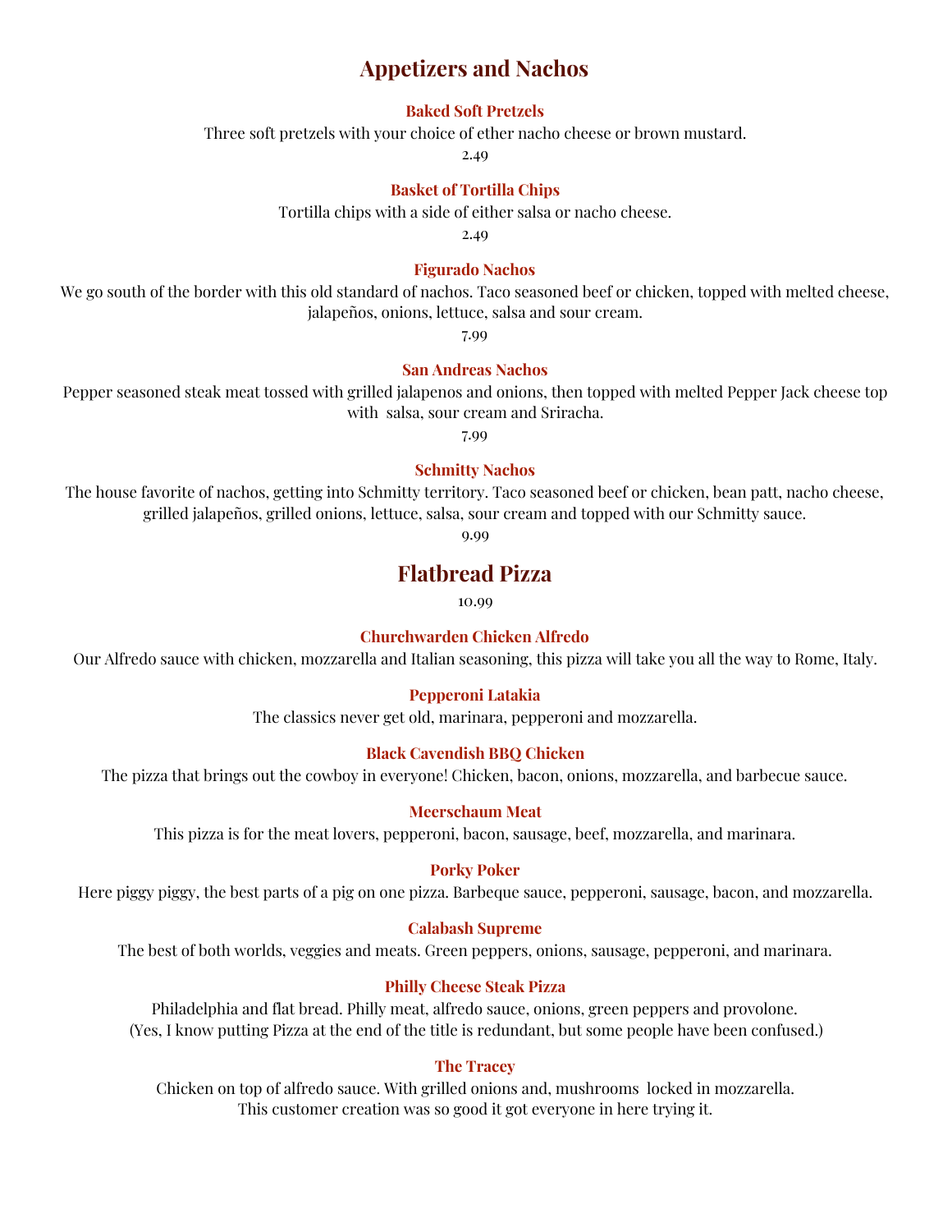# Appetizers and Nachos

### Baked Soft Pretzels

Three soft pretzels with your choice of ether nacho cheese or brown mustard.

2.49

### Basket of Tortilla Chips

Tortilla chips with a side of either salsa or nacho cheese.

2.49

### Figurado Nachos

We go south of the border with this old standard of nachos. Taco seasoned beef or chicken, topped with melted cheese, jalapeños, onions, lettuce, salsa and sour cream.

7.99

### San Andreas Nachos

Pepper seasoned steak meat tossed with grilled jalapenos and onions, then topped with melted Pepper Jack cheese top with salsa, sour cream and Sriracha.

7.99

### Schmitty Nachos

The house favorite of nachos, getting into Schmitty territory. Taco seasoned beef or chicken, bean patt, nacho cheese, grilled jalapeños, grilled onions, lettuce, salsa, sour cream and topped with our Schmitty sauce.

9.99

# Flatbread Pizza

10.99

### Churchwarden Chicken Alfredo

Our Alfredo sauce with chicken, mozzarella and Italian seasoning, this pizza will take you all the way to Rome, Italy.

### Pepperoni Latakia

The classics never get old, marinara, pepperoni and mozzarella.

### Black Cavendish BBQ Chicken

The pizza that brings out the cowboy in everyone! Chicken, bacon, onions, mozzarella, and barbecue sauce.

### Meerschaum Meat

This pizza is for the meat lovers, pepperoni, bacon, sausage, beef, mozzarella, and marinara.

### Porky Poker

Here piggy piggy, the best parts of a pig on one pizza. Barbeque sauce, pepperoni, sausage, bacon, and mozzarella.

### Calabash Supreme

The best of both worlds, veggies and meats. Green peppers, onions, sausage, pepperoni, and marinara.

### Philly Cheese Steak Pizza

Philadelphia and flat bread. Philly meat, alfredo sauce, onions, green peppers and provolone.
(Yes, I know putting Pizza at the end of the title is redundant, but some people have been confused.)

### The Tracey

Chicken on top of alfredo sauce. With grilled onions and, mushrooms locked in mozzarella.
This customer creation was so good it got everyone in here trying it.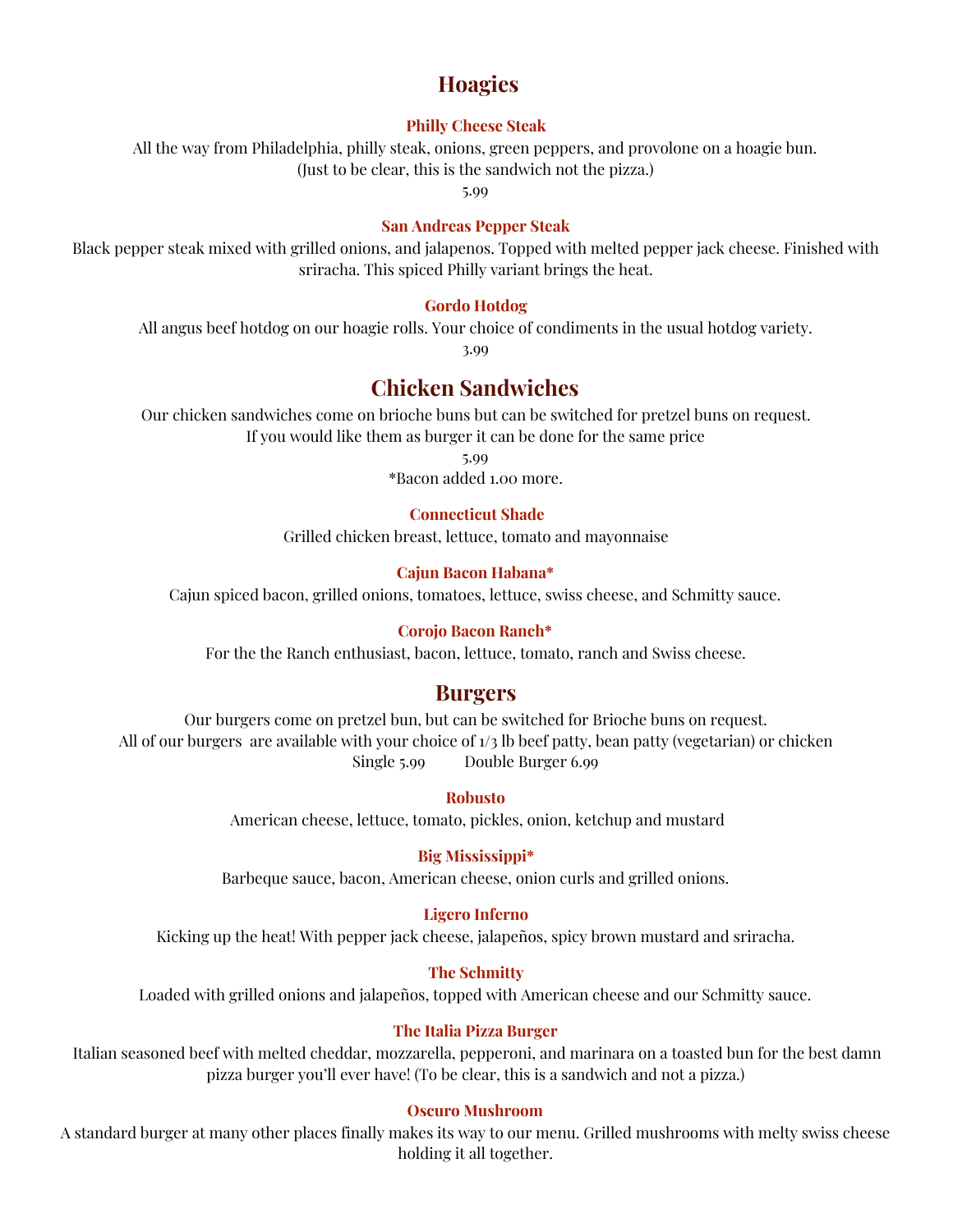## Hoagies

### Philly Cheese Steak

All the way from Philadelphia, philly steak, onions, green peppers, and provolone on a hoagie bun.
(Just to be clear, this is the sandwich not the pizza.)

5.99

### San Andreas Pepper Steak

Black pepper steak mixed with grilled onions, and jalapenos. Topped with melted pepper jack cheese. Finished with sriracha. This spiced Philly variant brings the heat.

### Gordo Hotdog

All angus beef hotdog on our hoagie rolls. Your choice of condiments in the usual hotdog variety.

3.99

## Chicken Sandwiches

Our chicken sandwiches come on brioche buns but can be switched for pretzel buns on request.
If you would like them as burger it can be done for the same price

5.99

*Bacon added 1.00 more.

### Connecticut Shade

Grilled chicken breast, lettuce, tomato and mayonnaise

### Cajun Bacon Habana*

Cajun spiced bacon, grilled onions, tomatoes, lettuce, swiss cheese, and Schmitty sauce.

### Corojo Bacon Ranch*

For the the Ranch enthusiast, bacon, lettuce, tomato, ranch and Swiss cheese.

## Burgers

Our burgers come on pretzel bun, but can be switched for Brioche buns on request.
All of our burgers are available with your choice of 1/3 lb beef patty, bean patty (vegetarian) or chicken

Single 5.99 Double Burger 6.99

### Robusto

American cheese, lettuce, tomato, pickles, onion, ketchup and mustard

### Big Mississippi*

Barbeque sauce, bacon, American cheese, onion curls and grilled onions.

### Ligero Inferno

Kicking up the heat! With pepper jack cheese, jalapeños, spicy brown mustard and sriracha.

### The Schmitty

Loaded with grilled onions and jalapeños, topped with American cheese and our Schmitty sauce.

### The Italia Pizza Burger

Italian seasoned beef with melted cheddar, mozzarella, pepperoni, and marinara on a toasted bun for the best damn pizza burger you'll ever have! (To be clear, this is a sandwich and not a pizza.)

### Oscuro Mushroom

A standard burger at many other places finally makes its way to our menu. Grilled mushrooms with melty swiss cheese holding it all together.